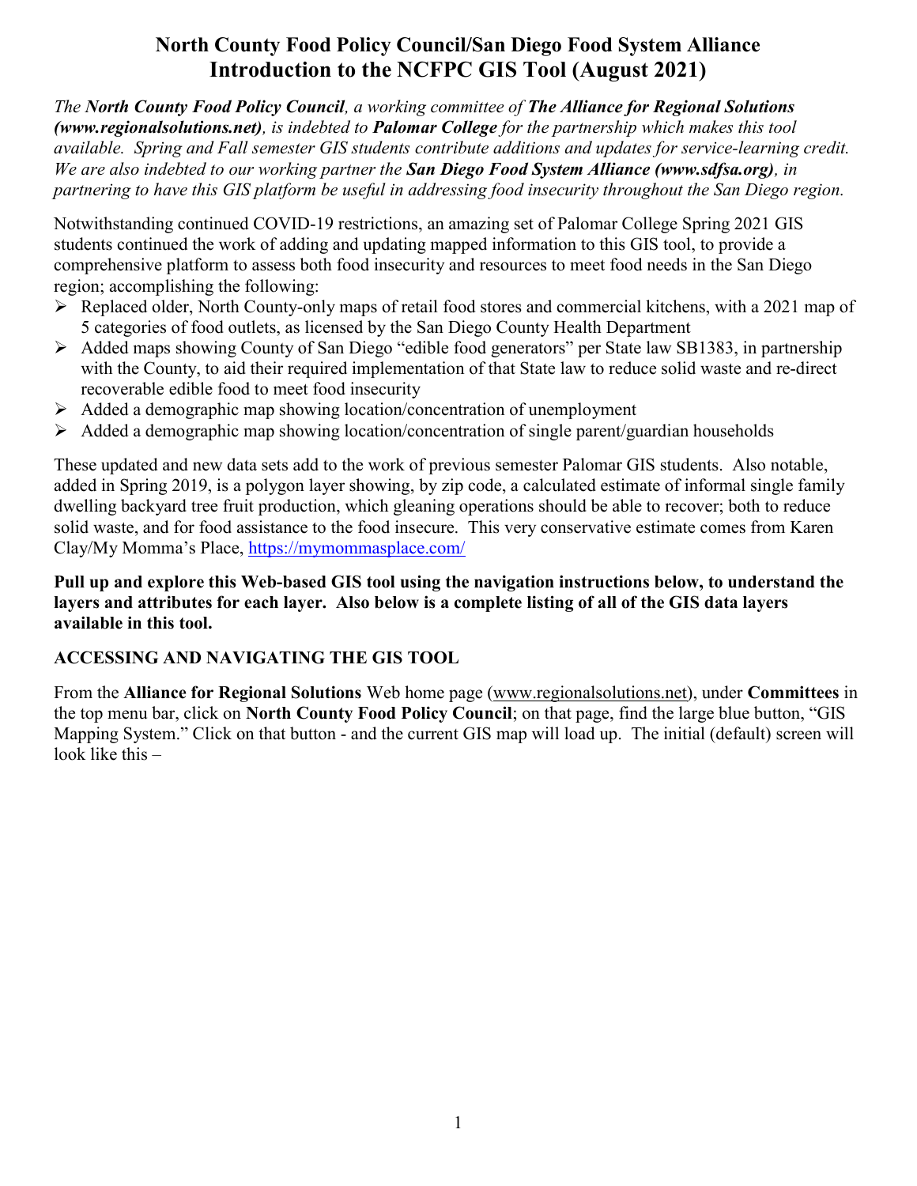# North County Food Policy Council/San Diego Food System Alliance
# Introduction to the NCFPC GIS Tool (August 2021)

*The **North County Food Policy Council**, a working committee of **The Alliance for Regional Solutions (www.regionalsolutions.net)**, is indebted to **Palomar College** for the partnership which makes this tool available. Spring and Fall semester GIS students contribute additions and updates for service-learning credit. We are also indebted to our working partner the **San Diego Food System Alliance (www.sdfsa.org)**, in partnering to have this GIS platform be useful in addressing food insecurity throughout the San Diego region.*

Notwithstanding continued COVID-19 restrictions, an amazing set of Palomar College Spring 2021 GIS students continued the work of adding and updating mapped information to this GIS tool, to provide a comprehensive platform to assess both food insecurity and resources to meet food needs in the San Diego region; accomplishing the following:

- Replaced older, North County-only maps of retail food stores and commercial kitchens, with a 2021 map of 5 categories of food outlets, as licensed by the San Diego County Health Department
- Added maps showing County of San Diego "edible food generators" per State law SB1383, in partnership with the County, to aid their required implementation of that State law to reduce solid waste and re-direct recoverable edible food to meet food insecurity
- Added a demographic map showing location/concentration of unemployment
- Added a demographic map showing location/concentration of single parent/guardian households

These updated and new data sets add to the work of previous semester Palomar GIS students. Also notable, added in Spring 2019, is a polygon layer showing, by zip code, a calculated estimate of informal single family dwelling backyard tree fruit production, which gleaning operations should be able to recover; both to reduce solid waste, and for food assistance to the food insecure. This very conservative estimate comes from Karen Clay/My Momma's Place, https://mymommasplace.com/

**Pull up and explore this Web-based GIS tool using the navigation instructions below, to understand the layers and attributes for each layer. Also below is a complete listing of all of the GIS data layers available in this tool.**

## ACCESSING AND NAVIGATING THE GIS TOOL

From the **Alliance for Regional Solutions** Web home page (www.regionalsolutions.net), under **Committees** in the top menu bar, click on **North County Food Policy Council**; on that page, find the large blue button, "GIS Mapping System." Click on that button - and the current GIS map will load up. The initial (default) screen will look like this –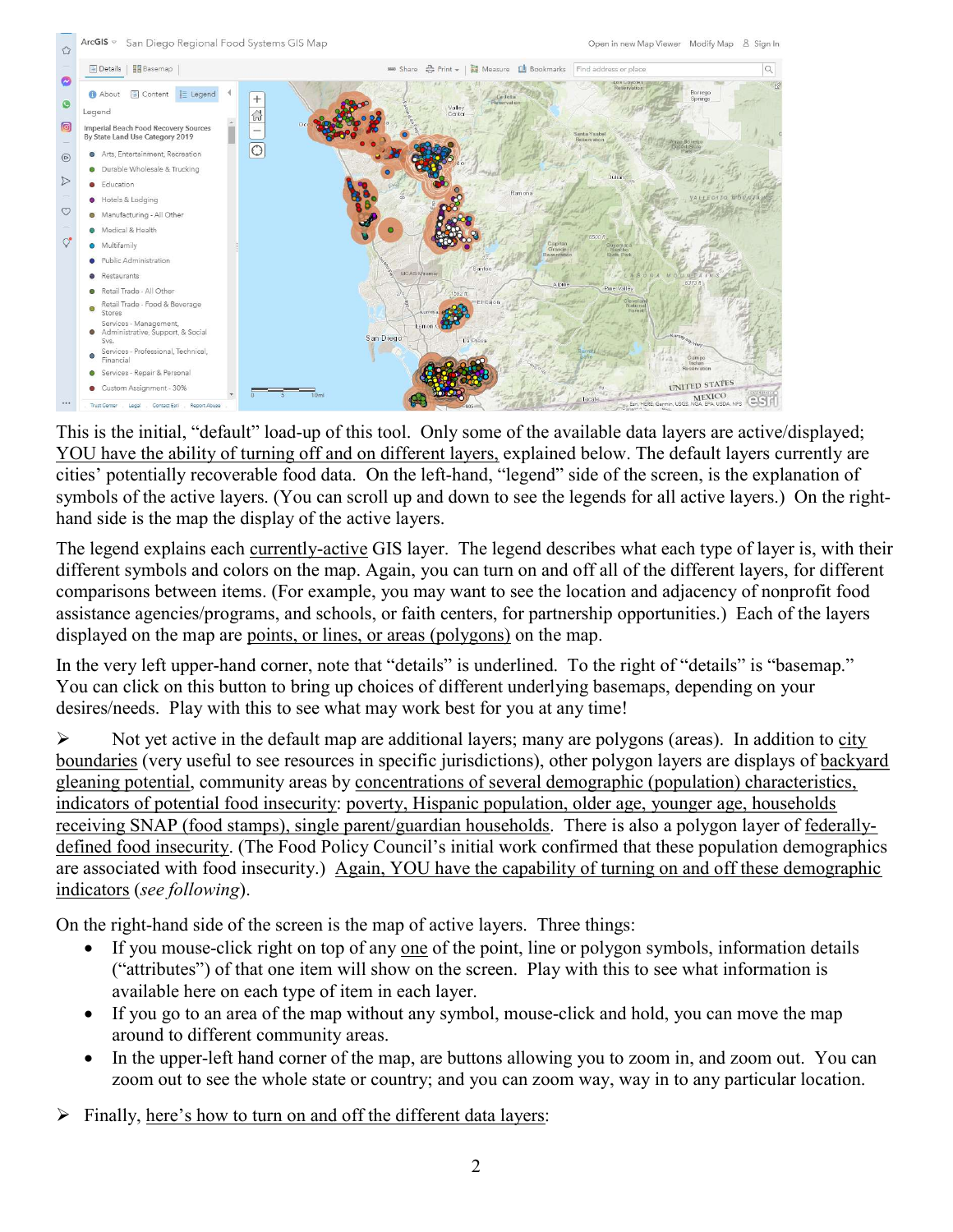This is the initial, "default" load-up of this tool. Only some of the available data layers are active/displayed; YOU have the ability of turning off and on different layers, explained below. The default layers currently are cities' potentially recoverable food data. On the left-hand, "legend" side of the screen, is the explanation of symbols of the active layers. (You can scroll up and down to see the legends for all active layers.) On the right-hand side is the map the display of the active layers.

The legend explains each currently-active GIS layer. The legend describes what each type of layer is, with their different symbols and colors on the map. Again, you can turn on and off all of the different layers, for different comparisons between items. (For example, you may want to see the location and adjacency of nonprofit food assistance agencies/programs, and schools, or faith centers, for partnership opportunities.) Each of the layers displayed on the map are points, or lines, or areas (polygons) on the map.

In the very left upper-hand corner, note that "details" is underlined. To the right of "details" is "basemap." You can click on this button to bring up choices of different underlying basemaps, depending on your desires/needs. Play with this to see what may work best for you at any time!

- Not yet active in the default map are additional layers; many are polygons (areas). In addition to city boundaries (very useful to see resources in specific jurisdictions), other polygon layers are displays of backyard gleaning potential, community areas by concentrations of several demographic (population) characteristics, indicators of potential food insecurity: poverty, Hispanic population, older age, younger age, households receiving SNAP (food stamps), single parent/guardian households. There is also a polygon layer of federally-defined food insecurity. (The Food Policy Council's initial work confirmed that these population demographics are associated with food insecurity.) Again, YOU have the capability of turning on and off these demographic indicators (*see following*).

On the right-hand side of the screen is the map of active layers. Three things:

- If you mouse-click right on top of any one of the point, line or polygon symbols, information details ("attributes") of that one item will show on the screen. Play with this to see what information is available here on each type of item in each layer.
- If you go to an area of the map without any symbol, mouse-click and hold, you can move the map around to different community areas.
- In the upper-left hand corner of the map, are buttons allowing you to zoom in, and zoom out. You can zoom out to see the whole state or country; and you can zoom way, way in to any particular location.

- Finally, here's how to turn on and off the different data layers: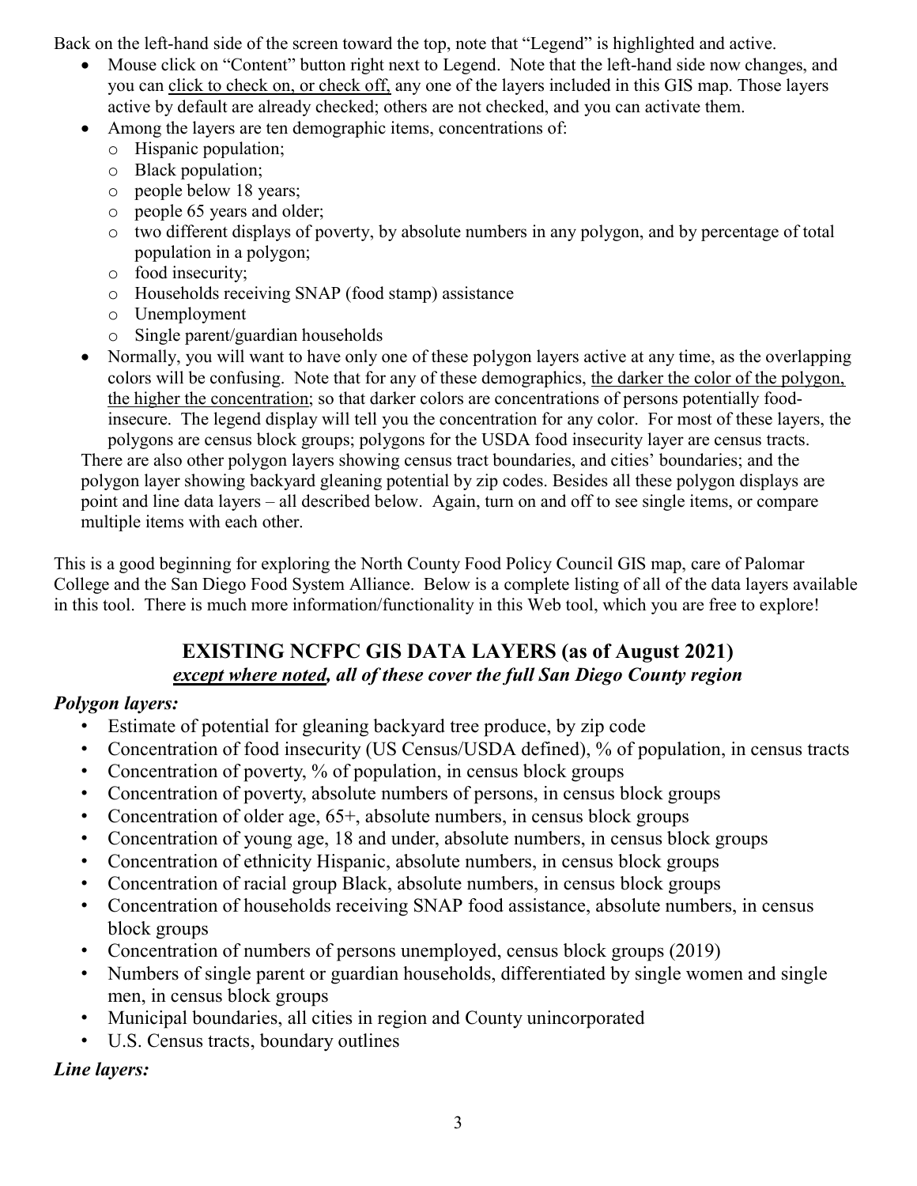Back on the left-hand side of the screen toward the top, note that "Legend" is highlighted and active.

- Mouse click on "Content" button right next to Legend. Note that the left-hand side now changes, and you can <u>click to check on, or check off,</u> any one of the layers included in this GIS map. Those layers active by default are already checked; others are not checked, and you can activate them.
- Among the layers are ten demographic items, concentrations of:
  - Hispanic population;
  - Black population;
  - people below 18 years;
  - people 65 years and older;
  - two different displays of poverty, by absolute numbers in any polygon, and by percentage of total population in a polygon;
  - food insecurity;
  - Households receiving SNAP (food stamp) assistance
  - Unemployment
  - Single parent/guardian households
- Normally, you will want to have only one of these polygon layers active at any time, as the overlapping colors will be confusing. Note that for any of these demographics, <u>the darker the color of the polygon, the higher the concentration</u>; so that darker colors are concentrations of persons potentially food-insecure. The legend display will tell you the concentration for any color. For most of these layers, the polygons are census block groups; polygons for the USDA food insecurity layer are census tracts.

There are also other polygon layers showing census tract boundaries, and cities' boundaries; and the polygon layer showing backyard gleaning potential by zip codes. Besides all these polygon displays are point and line data layers – all described below. Again, turn on and off to see single items, or compare multiple items with each other.

This is a good beginning for exploring the North County Food Policy Council GIS map, care of Palomar College and the San Diego Food System Alliance. Below is a complete listing of all of the data layers available in this tool. There is much more information/functionality in this Web tool, which you are free to explore!

## EXISTING NCFPC GIS DATA LAYERS (as of August 2021)

***<u>except where noted</u>, all of these cover the full San Diego County region***

### *Polygon layers:*

- Estimate of potential for gleaning backyard tree produce, by zip code
- Concentration of food insecurity (US Census/USDA defined), % of population, in census tracts
- Concentration of poverty, % of population, in census block groups
- Concentration of poverty, absolute numbers of persons, in census block groups
- Concentration of older age, 65+, absolute numbers, in census block groups
- Concentration of young age, 18 and under, absolute numbers, in census block groups
- Concentration of ethnicity Hispanic, absolute numbers, in census block groups
- Concentration of racial group Black, absolute numbers, in census block groups
- Concentration of households receiving SNAP food assistance, absolute numbers, in census block groups
- Concentration of numbers of persons unemployed, census block groups (2019)
- Numbers of single parent or guardian households, differentiated by single women and single men, in census block groups
- Municipal boundaries, all cities in region and County unincorporated
- U.S. Census tracts, boundary outlines

### *Line layers:*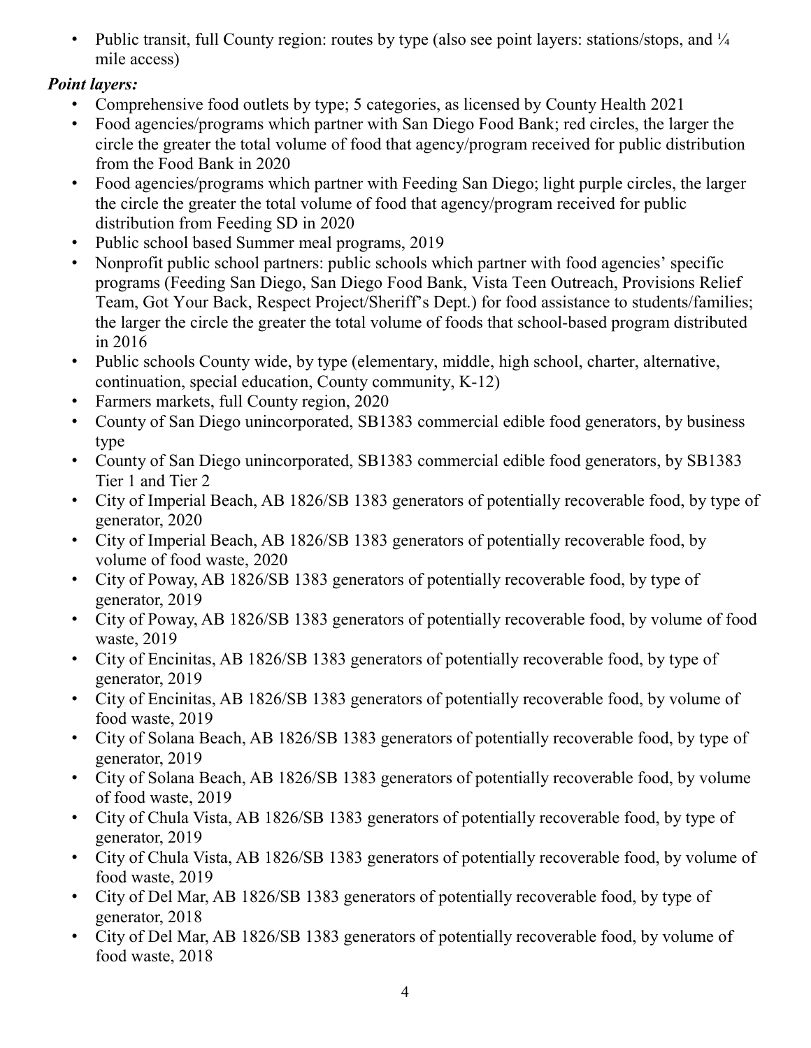- Public transit, full County region: routes by type (also see point layers: stations/stops, and ¼ mile access)

***Point layers:***

- Comprehensive food outlets by type; 5 categories, as licensed by County Health 2021
- Food agencies/programs which partner with San Diego Food Bank; red circles, the larger the circle the greater the total volume of food that agency/program received for public distribution from the Food Bank in 2020
- Food agencies/programs which partner with Feeding San Diego; light purple circles, the larger the circle the greater the total volume of food that agency/program received for public distribution from Feeding SD in 2020
- Public school based Summer meal programs, 2019
- Nonprofit public school partners: public schools which partner with food agencies' specific programs (Feeding San Diego, San Diego Food Bank, Vista Teen Outreach, Provisions Relief Team, Got Your Back, Respect Project/Sheriff's Dept.) for food assistance to students/families; the larger the circle the greater the total volume of foods that school-based program distributed in 2016
- Public schools County wide, by type (elementary, middle, high school, charter, alternative, continuation, special education, County community, K-12)
- Farmers markets, full County region, 2020
- County of San Diego unincorporated, SB1383 commercial edible food generators, by business type
- County of San Diego unincorporated, SB1383 commercial edible food generators, by SB1383 Tier 1 and Tier 2
- City of Imperial Beach, AB 1826/SB 1383 generators of potentially recoverable food, by type of generator, 2020
- City of Imperial Beach, AB 1826/SB 1383 generators of potentially recoverable food, by volume of food waste, 2020
- City of Poway, AB 1826/SB 1383 generators of potentially recoverable food, by type of generator, 2019
- City of Poway, AB 1826/SB 1383 generators of potentially recoverable food, by volume of food waste, 2019
- City of Encinitas, AB 1826/SB 1383 generators of potentially recoverable food, by type of generator, 2019
- City of Encinitas, AB 1826/SB 1383 generators of potentially recoverable food, by volume of food waste, 2019
- City of Solana Beach, AB 1826/SB 1383 generators of potentially recoverable food, by type of generator, 2019
- City of Solana Beach, AB 1826/SB 1383 generators of potentially recoverable food, by volume of food waste, 2019
- City of Chula Vista, AB 1826/SB 1383 generators of potentially recoverable food, by type of generator, 2019
- City of Chula Vista, AB 1826/SB 1383 generators of potentially recoverable food, by volume of food waste, 2019
- City of Del Mar, AB 1826/SB 1383 generators of potentially recoverable food, by type of generator, 2018
- City of Del Mar, AB 1826/SB 1383 generators of potentially recoverable food, by volume of food waste, 2018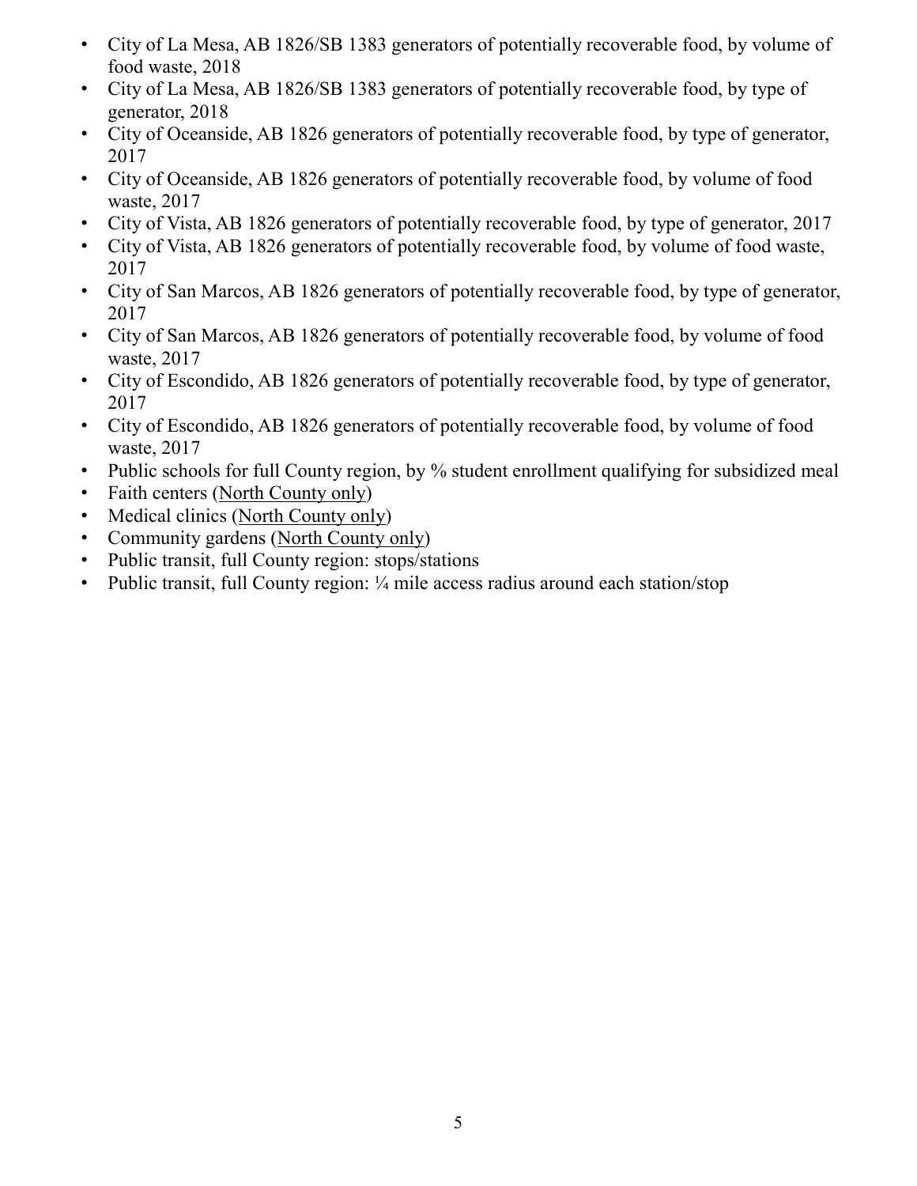- City of La Mesa, AB 1826/SB 1383 generators of potentially recoverable food, by volume of food waste, 2018
- City of La Mesa, AB 1826/SB 1383 generators of potentially recoverable food, by type of generator, 2018
- City of Oceanside, AB 1826 generators of potentially recoverable food, by type of generator, 2017
- City of Oceanside, AB 1826 generators of potentially recoverable food, by volume of food waste, 2017
- City of Vista, AB 1826 generators of potentially recoverable food, by type of generator, 2017
- City of Vista, AB 1826 generators of potentially recoverable food, by volume of food waste, 2017
- City of San Marcos, AB 1826 generators of potentially recoverable food, by type of generator, 2017
- City of San Marcos, AB 1826 generators of potentially recoverable food, by volume of food waste, 2017
- City of Escondido, AB 1826 generators of potentially recoverable food, by type of generator, 2017
- City of Escondido, AB 1826 generators of potentially recoverable food, by volume of food waste, 2017
- Public schools for full County region, by % student enrollment qualifying for subsidized meal
- Faith centers (North County only)
- Medical clinics (North County only)
- Community gardens (North County only)
- Public transit, full County region: stops/stations
- Public transit, full County region: ¼ mile access radius around each station/stop